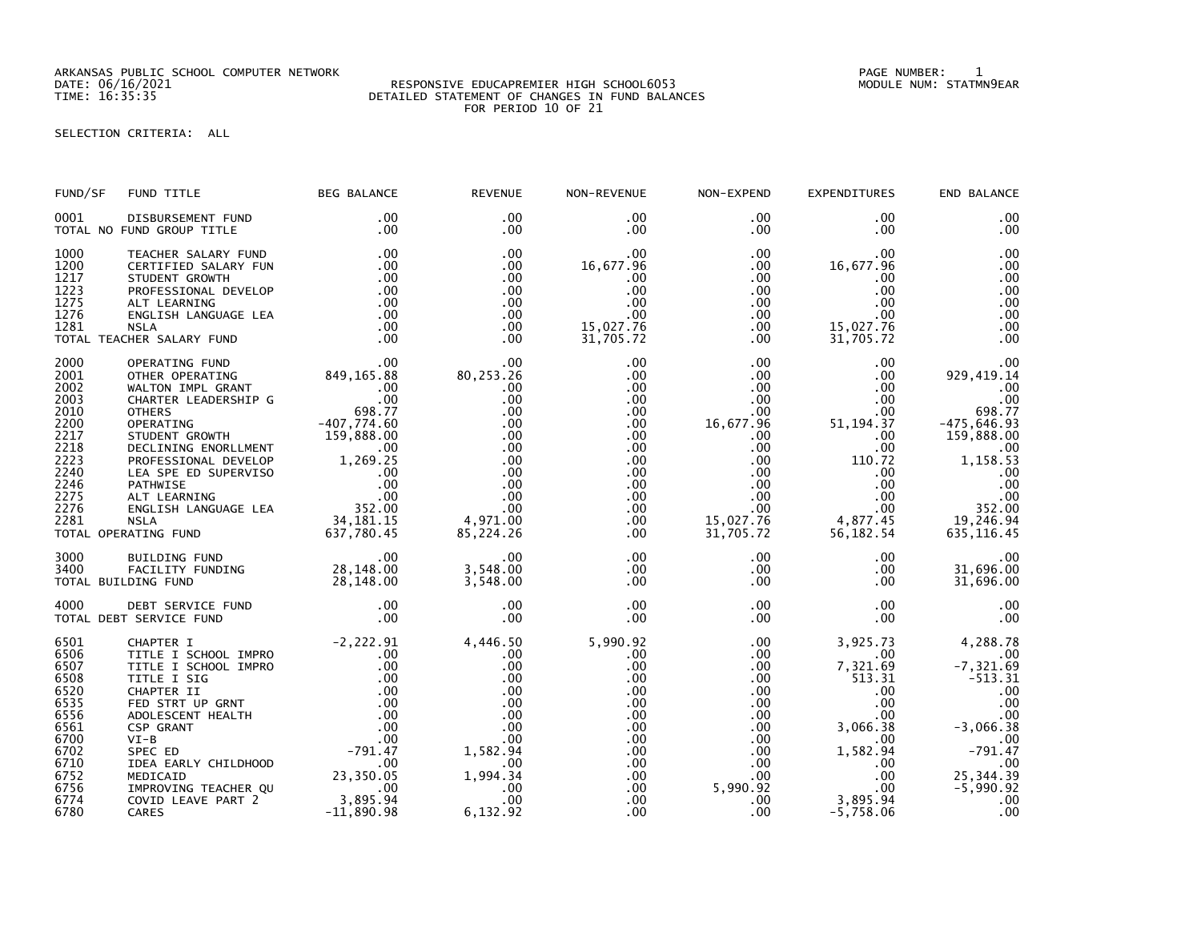ARKANSAS PUBLIC SCHOOL COMPUTER NETWORK
DATE: 06/16/2021
TIME: 16:35:35

RESPONSIVE EDUCAPREMIER HIGH SCHOOL6053
DETAILED STATEMENT OF CHANGES IN FUND BALANCES
FOR PERIOD 10 OF 21

PAGE NUMBER: 1
MODULE NUM: STATMN9EAR

SELECTION CRITERIA: ALL

| FUND/SF | FUND TITLE | BEG BALANCE | REVENUE | NON-REVENUE | NON-EXPEND | EXPENDITURES | END BALANCE |
|---|---|---|---|---|---|---|---|
| 0001 | DISBURSEMENT FUND | .00 | .00 | .00 | .00 | .00 | .00 |
| | TOTAL NO FUND GROUP TITLE | .00 | .00 | .00 | .00 | .00 | .00 |
| 1000 | TEACHER SALARY FUND | .00 | .00 | .00 | .00 | .00 | .00 |
| 1200 | CERTIFIED SALARY FUN | .00 | .00 | 16,677.96 | .00 | 16,677.96 | .00 |
| 1217 | STUDENT GROWTH | .00 | .00 | .00 | .00 | .00 | .00 |
| 1223 | PROFESSIONAL DEVELOP | .00 | .00 | .00 | .00 | .00 | .00 |
| 1275 | ALT LEARNING | .00 | .00 | .00 | .00 | .00 | .00 |
| 1276 | ENGLISH LANGUAGE LEA | .00 | .00 | .00 | .00 | .00 | .00 |
| 1281 | NSLA | .00 | .00 | 15,027.76 | .00 | 15,027.76 | .00 |
| | TOTAL TEACHER SALARY FUND | .00 | .00 | 31,705.72 | .00 | 31,705.72 | .00 |
| 2000 | OPERATING FUND | .00 | .00 | .00 | .00 | .00 | .00 |
| 2001 | OTHER OPERATING | 849,165.88 | 80,253.26 | .00 | .00 | .00 | 929,419.14 |
| 2002 | WALTON IMPL GRANT | .00 | .00 | .00 | .00 | .00 | .00 |
| 2003 | CHARTER LEADERSHIP G | .00 | .00 | .00 | .00 | .00 | .00 |
| 2010 | OTHERS | 698.77 | .00 | .00 | .00 | .00 | 698.77 |
| 2200 | OPERATING | -407,774.60 | .00 | .00 | 16,677.96 | 51,194.37 | -475,646.93 |
| 2217 | STUDENT GROWTH | 159,888.00 | .00 | .00 | .00 | .00 | 159,888.00 |
| 2218 | DECLINING ENORLLMENT | .00 | .00 | .00 | .00 | .00 | .00 |
| 2223 | PROFESSIONAL DEVELOP | 1,269.25 | .00 | .00 | .00 | 110.72 | 1,158.53 |
| 2240 | LEA SPE ED SUPERVISO | .00 | .00 | .00 | .00 | .00 | .00 |
| 2246 | PATHWISE | .00 | .00 | .00 | .00 | .00 | .00 |
| 2275 | ALT LEARNING | .00 | .00 | .00 | .00 | .00 | .00 |
| 2276 | ENGLISH LANGUAGE LEA | 352.00 | .00 | .00 | .00 | .00 | 352.00 |
| 2281 | NSLA | 34,181.15 | 4,971.00 | .00 | 15,027.76 | 4,877.45 | 19,246.94 |
| | TOTAL OPERATING FUND | 637,780.45 | 85,224.26 | .00 | 31,705.72 | 56,182.54 | 635,116.45 |
| 3000 | BUILDING FUND | .00 | .00 | .00 | .00 | .00 | .00 |
| 3400 | FACILITY FUNDING | 28,148.00 | 3,548.00 | .00 | .00 | .00 | 31,696.00 |
| | TOTAL BUILDING FUND | 28,148.00 | 3,548.00 | .00 | .00 | .00 | 31,696.00 |
| 4000 | DEBT SERVICE FUND | .00 | .00 | .00 | .00 | .00 | .00 |
| | TOTAL DEBT SERVICE FUND | .00 | .00 | .00 | .00 | .00 | .00 |
| 6501 | CHAPTER I | -2,222.91 | 4,446.50 | 5,990.92 | .00 | 3,925.73 | 4,288.78 |
| 6506 | TITLE I SCHOOL IMPRO | .00 | .00 | .00 | .00 | .00 | .00 |
| 6507 | TITLE I SCHOOL IMPRO | .00 | .00 | .00 | .00 | 7,321.69 | -7,321.69 |
| 6508 | TITLE I SIG | .00 | .00 | .00 | .00 | 513.31 | -513.31 |
| 6520 | CHAPTER II | .00 | .00 | .00 | .00 | .00 | .00 |
| 6535 | FED STRT UP GRNT | .00 | .00 | .00 | .00 | .00 | .00 |
| 6556 | ADOLESCENT HEALTH | .00 | .00 | .00 | .00 | .00 | .00 |
| 6561 | CSP GRANT | .00 | .00 | .00 | .00 | 3,066.38 | -3,066.38 |
| 6700 | VI-B | .00 | .00 | .00 | .00 | .00 | .00 |
| 6702 | SPEC ED | -791.47 | 1,582.94 | .00 | .00 | 1,582.94 | -791.47 |
| 6710 | IDEA EARLY CHILDHOOD | .00 | .00 | .00 | .00 | .00 | .00 |
| 6752 | MEDICAID | 23,350.05 | 1,994.34 | .00 | .00 | .00 | 25,344.39 |
| 6756 | IMPROVING TEACHER QU | .00 | .00 | .00 | 5,990.92 | .00 | -5,990.92 |
| 6774 | COVID LEAVE PART 2 | 3,895.94 | .00 | .00 | .00 | 3,895.94 | .00 |
| 6780 | CARES | -11,890.98 | 6,132.92 | .00 | .00 | -5,758.06 | .00 |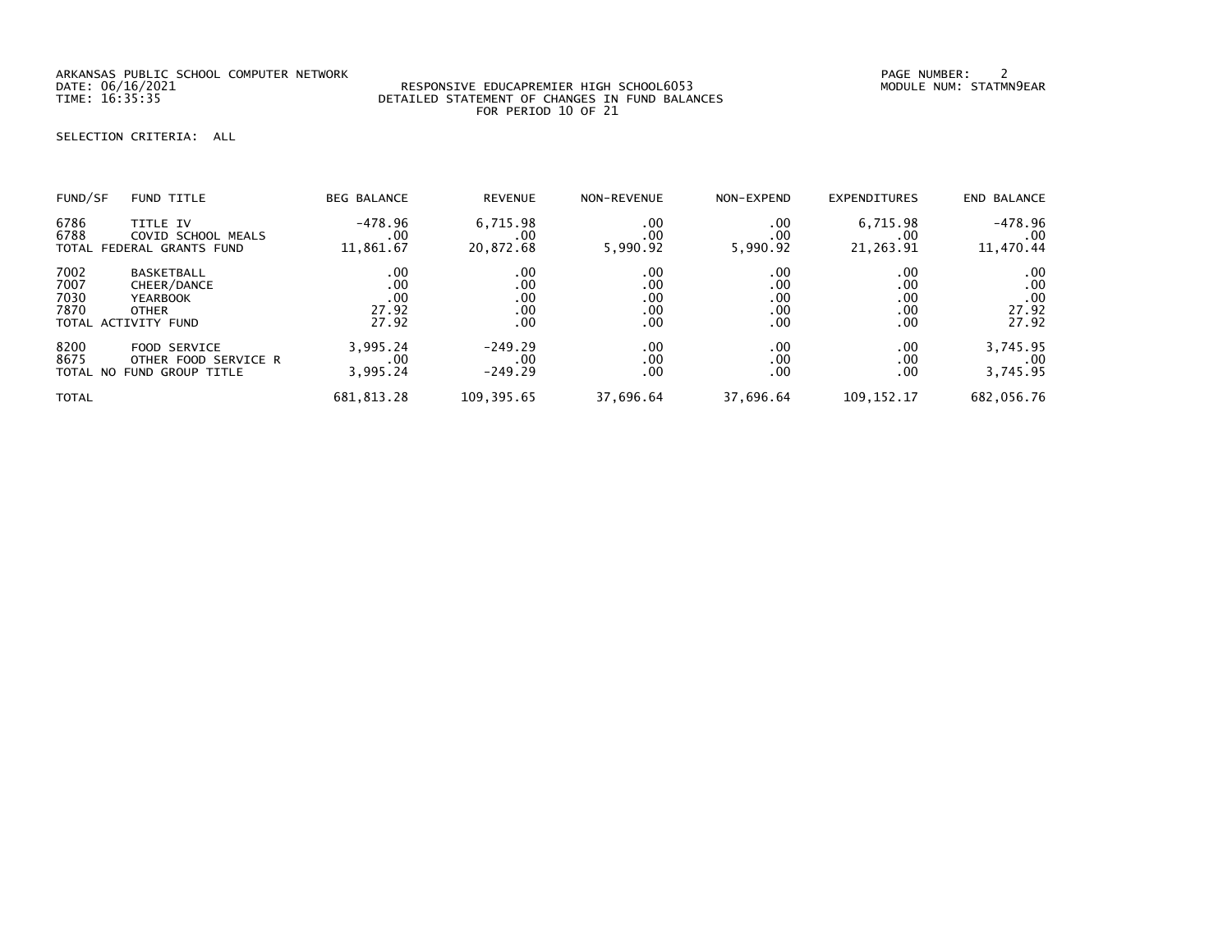ARKANSAS PUBLIC SCHOOL COMPUTER NETWORK
DATE: 06/16/2021
TIME: 16:35:35

RESPONSIVE EDUCAPREMIER HIGH SCHOOL6053
DETAILED STATEMENT OF CHANGES IN FUND BALANCES
FOR PERIOD 10 OF 21

MODULE NUM: STATMN9EAR

SELECTION CRITERIA: ALL

| FUND/SF | FUND TITLE | BEG BALANCE | REVENUE | NON-REVENUE | NON-EXPEND | EXPENDITURES | END BALANCE |
|---|---|---|---|---|---|---|---|
| 6786 | TITLE IV | -478.96 | 6,715.98 | .00 | .00 | 6,715.98 | -478.96 |
| 6788 | COVID SCHOOL MEALS | .00 | .00 | .00 | .00 | .00 | .00 |
| TOTAL FEDERAL GRANTS FUND | | 11,861.67 | 20,872.68 | 5,990.92 | 5,990.92 | 21,263.91 | 11,470.44 |
| 7002 | BASKETBALL | .00 | .00 | .00 | .00 | .00 | .00 |
| 7007 | CHEER/DANCE | .00 | .00 | .00 | .00 | .00 | .00 |
| 7030 | YEARBOOK | .00 | .00 | .00 | .00 | .00 | .00 |
| 7870 | OTHER | 27.92 | .00 | .00 | .00 | .00 | 27.92 |
| TOTAL ACTIVITY FUND | | 27.92 | .00 | .00 | .00 | .00 | 27.92 |
| 8200 | FOOD SERVICE | 3,995.24 | -249.29 | .00 | .00 | .00 | 3,745.95 |
| 8675 | OTHER FOOD SERVICE R | .00 | .00 | .00 | .00 | .00 | .00 |
| TOTAL NO FUND GROUP TITLE | | 3,995.24 | -249.29 | .00 | .00 | .00 | 3,745.95 |
| TOTAL | | 681,813.28 | 109,395.65 | 37,696.64 | 37,696.64 | 109,152.17 | 682,056.76 |